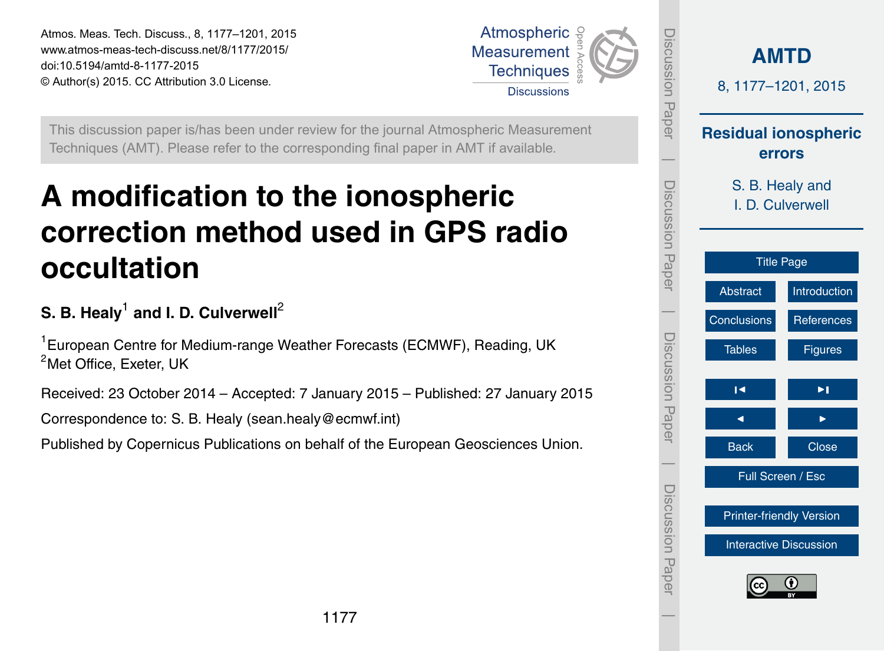Atmos. Meas. Tech. Discuss., 8, 1177–1201, 2015
www.atmos-meas-tech-discuss.net/8/1177/2015/
doi:10.5194/amtd-8-1177-2015
© Author(s) 2015. CC Attribution 3.0 License.

This discussion paper is/has been under review for the journal Atmospheric Measurement Techniques (AMT). Please refer to the corresponding final paper in AMT if available.

# A modification to the ionospheric correction method used in GPS radio occultation

**S. B. Healy[1] and I. D. Culverwell[2]**

[1]European Centre for Medium-range Weather Forecasts (ECMWF), Reading, UK
[2]Met Office, Exeter, UK

Received: 23 October 2014 – Accepted: 7 January 2015 – Published: 27 January 2015

Correspondence to: S. B. Healy (sean.healy@ecmwf.int)

Published by Copernicus Publications on behalf of the European Geosciences Union.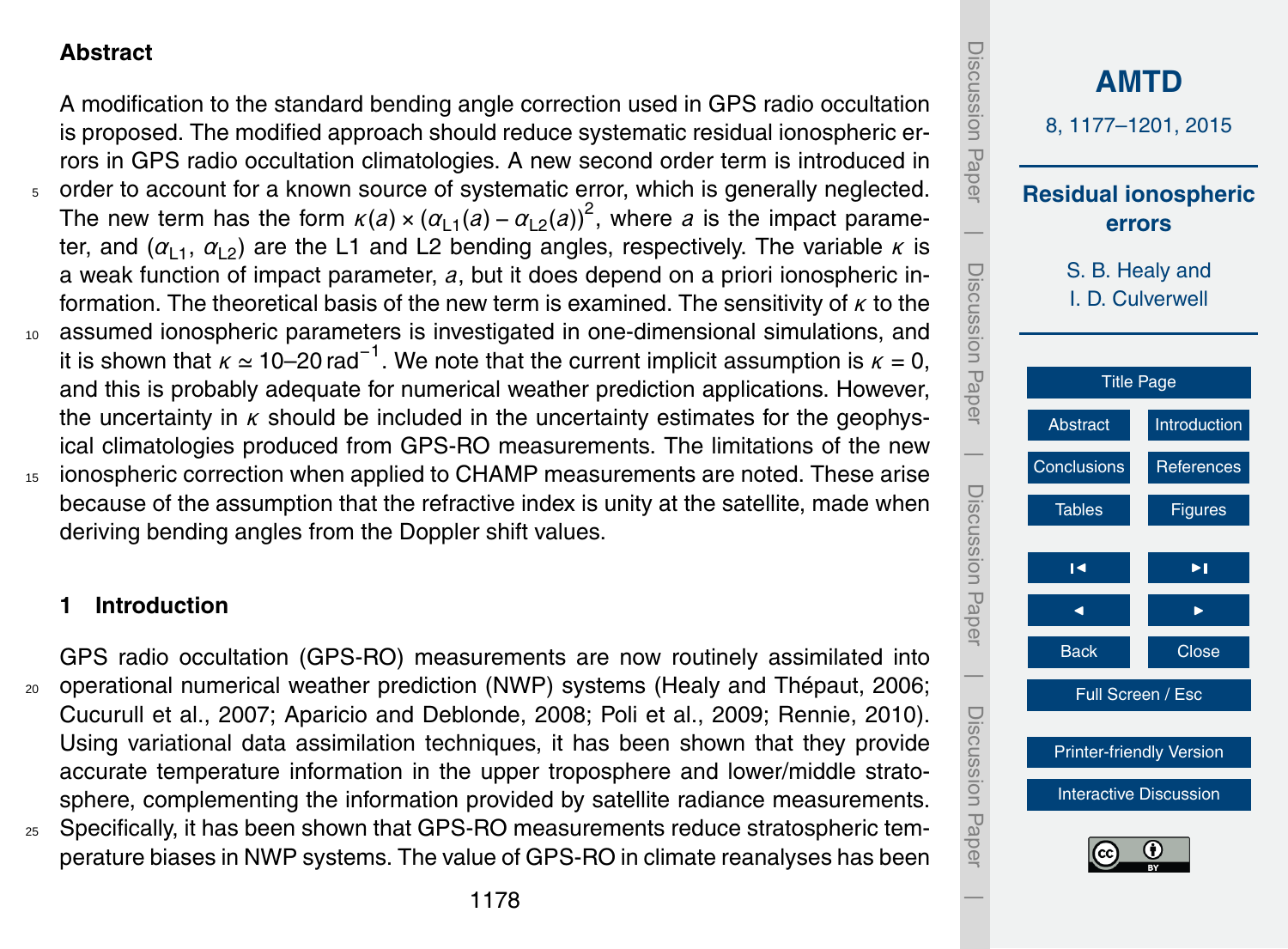## Abstract

A modification to the standard bending angle correction used in GPS radio occultation is proposed. The modified approach should reduce systematic residual ionospheric errors in GPS radio occultation climatologies. A new second order term is introduced in order to account for a known source of systematic error, which is generally neglected. The new term has the form $\kappa(a) \times (\alpha_{L1}(a) - \alpha_{L2}(a))^2$, where $a$ is the impact parameter, and ($\alpha_{L1}$, $\alpha_{L2}$) are the L1 and L2 bending angles, respectively. The variable $\kappa$ is a weak function of impact parameter, $a$, but it does depend on a priori ionospheric information. The theoretical basis of the new term is examined. The sensitivity of $\kappa$ to the assumed ionospheric parameters is investigated in one-dimensional simulations, and it is shown that $\kappa \simeq 10$–$20\,\text{rad}^{-1}$. We note that the current implicit assumption is $\kappa = 0$, and this is probably adequate for numerical weather prediction applications. However, the uncertainty in $\kappa$ should be included in the uncertainty estimates for the geophysical climatologies produced from GPS-RO measurements. The limitations of the new ionospheric correction when applied to CHAMP measurements are noted. These arise because of the assumption that the refractive index is unity at the satellite, made when deriving bending angles from the Doppler shift values.

## 1 Introduction

GPS radio occultation (GPS-RO) measurements are now routinely assimilated into operational numerical weather prediction (NWP) systems (Healy and Thépaut, 2006; Cucurull et al., 2007; Aparicio and Deblonde, 2008; Poli et al., 2009; Rennie, 2010). Using variational data assimilation techniques, it has been shown that they provide accurate temperature information in the upper troposphere and lower/middle stratosphere, complementing the information provided by satellite radiance measurements. Specifically, it has been shown that GPS-RO measurements reduce stratospheric temperature biases in NWP systems. The value of GPS-RO in climate reanalyses has been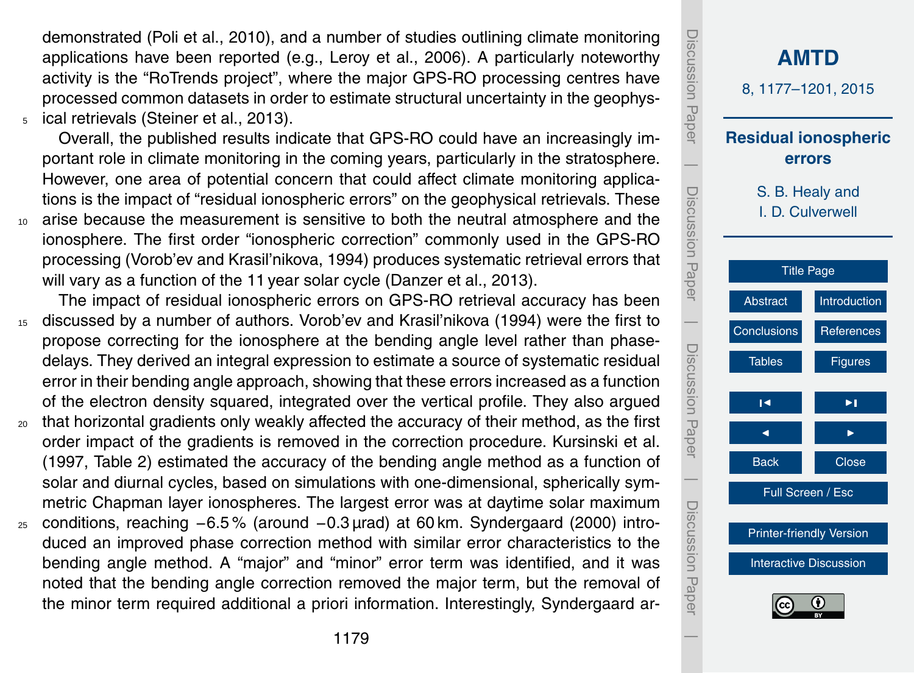demonstrated (Poli et al., 2010), and a number of studies outlining climate monitoring applications have been reported (e.g., Leroy et al., 2006). A particularly noteworthy activity is the "RoTrends project", where the major GPS-RO processing centres have processed common datasets in order to estimate structural uncertainty in the geophysical retrievals (Steiner et al., 2013).

Overall, the published results indicate that GPS-RO could have an increasingly important role in climate monitoring in the coming years, particularly in the stratosphere. However, one area of potential concern that could affect climate monitoring applications is the impact of "residual ionospheric errors" on the geophysical retrievals. These arise because the measurement is sensitive to both the neutral atmosphere and the ionosphere. The first order "ionospheric correction" commonly used in the GPS-RO processing (Vorob'ev and Krasil'nikova, 1994) produces systematic retrieval errors that will vary as a function of the 11 year solar cycle (Danzer et al., 2013).

The impact of residual ionospheric errors on GPS-RO retrieval accuracy has been discussed by a number of authors. Vorob'ev and Krasil'nikova (1994) were the first to propose correcting for the ionosphere at the bending angle level rather than phase-delays. They derived an integral expression to estimate a source of systematic residual error in their bending angle approach, showing that these errors increased as a function of the electron density squared, integrated over the vertical profile. They also argued that horizontal gradients only weakly affected the accuracy of their method, as the first order impact of the gradients is removed in the correction procedure. Kursinski et al. (1997, Table 2) estimated the accuracy of the bending angle method as a function of solar and diurnal cycles, based on simulations with one-dimensional, spherically symmetric Chapman layer ionospheres. The largest error was at daytime solar maximum conditions, reaching $-6.5\,\%$ (around $-0.3\,\mu$rad) at 60 km. Syndergaard (2000) introduced an improved phase correction method with similar error characteristics to the bending angle method. A "major" and "minor" error term was identified, and it was noted that the bending angle correction removed the major term, but the removal of the minor term required additional a priori information. Interestingly, Syndergaard ar-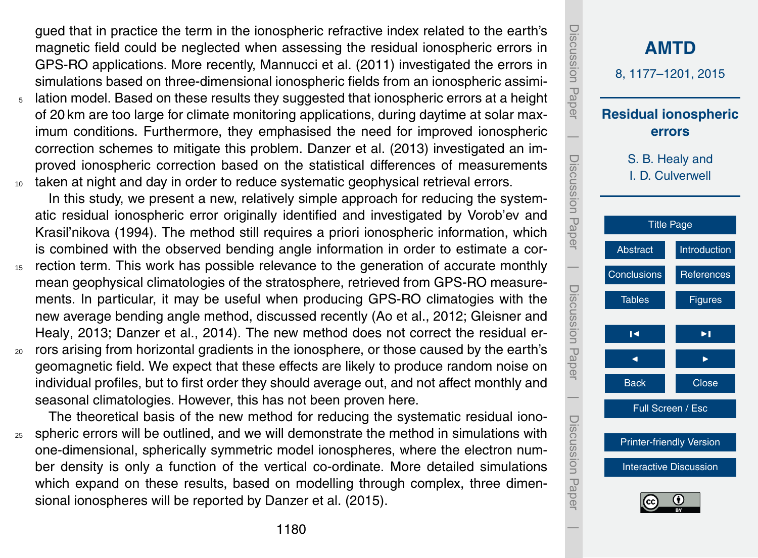gued that in practice the term in the ionospheric refractive index related to the earth's magnetic field could be neglected when assessing the residual ionospheric errors in GPS-RO applications. More recently, Mannucci et al. (2011) investigated the errors in simulations based on three-dimensional ionospheric fields from an ionospheric assimilation model. Based on these results they suggested that ionospheric errors at a height of 20 km are too large for climate monitoring applications, during daytime at solar maximum conditions. Furthermore, they emphasised the need for improved ionospheric correction schemes to mitigate this problem. Danzer et al. (2013) investigated an improved ionospheric correction based on the statistical differences of measurements taken at night and day in order to reduce systematic geophysical retrieval errors.

In this study, we present a new, relatively simple approach for reducing the systematic residual ionospheric error originally identified and investigated by Vorob'ev and Krasil'nikova (1994). The method still requires a priori ionospheric information, which is combined with the observed bending angle information in order to estimate a correction term. This work has possible relevance to the generation of accurate monthly mean geophysical climatologies of the stratosphere, retrieved from GPS-RO measurements. In particular, it may be useful when producing GPS-RO climatogies with the new average bending angle method, discussed recently (Ao et al., 2012; Gleisner and Healy, 2013; Danzer et al., 2014). The new method does not correct the residual errors arising from horizontal gradients in the ionosphere, or those caused by the earth's geomagnetic field. We expect that these effects are likely to produce random noise on individual profiles, but to first order they should average out, and not affect monthly and seasonal climatologies. However, this has not been proven here.

The theoretical basis of the new method for reducing the systematic residual ionospheric errors will be outlined, and we will demonstrate the method in simulations with one-dimensional, spherically symmetric model ionospheres, where the electron number density is only a function of the vertical co-ordinate. More detailed simulations which expand on these results, based on modelling through complex, three dimensional ionospheres will be reported by Danzer et al. (2015).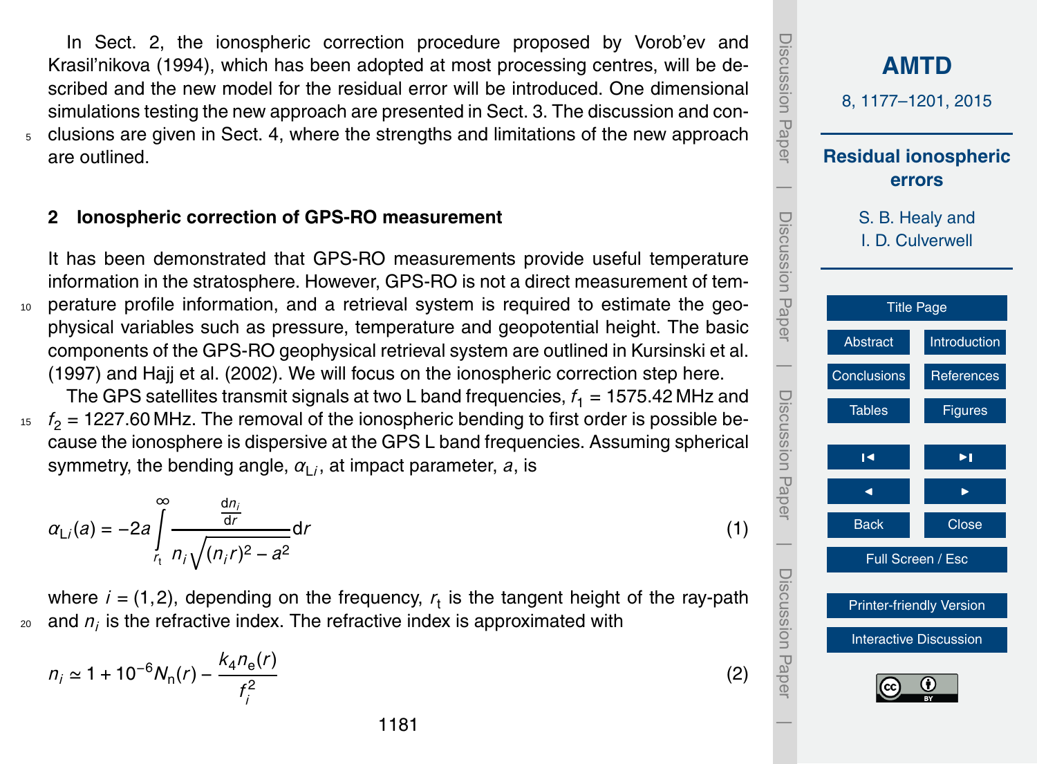In Sect. 2, the ionospheric correction procedure proposed by Vorob'ev and Krasil'nikova (1994), which has been adopted at most processing centres, will be described and the new model for the residual error will be introduced. One dimensional simulations testing the new approach are presented in Sect. 3. The discussion and conclusions are given in Sect. 4, where the strengths and limitations of the new approach are outlined.

## 2 Ionospheric correction of GPS-RO measurement

It has been demonstrated that GPS-RO measurements provide useful temperature information in the stratosphere. However, GPS-RO is not a direct measurement of temperature profile information, and a retrieval system is required to estimate the geophysical variables such as pressure, temperature and geopotential height. The basic components of the GPS-RO geophysical retrieval system are outlined in Kursinski et al. (1997) and Hajj et al. (2002). We will focus on the ionospheric correction step here.

The GPS satellites transmit signals at two L band frequencies, $f_1 = 1575.42$ MHz and $f_2 = 1227.60$ MHz. The removal of the ionospheric bending to first order is possible because the ionosphere is dispersive at the GPS L band frequencies. Assuming spherical symmetry, the bending angle, $\alpha_{\mathrm{L}i}$, at impact parameter, $a$, is

$$\alpha_{\mathrm{L}i}(a) = -2a \int_{r_{\mathrm{t}}}^{\infty} \frac{\frac{\mathrm{d}n_i}{\mathrm{d}r}}{n_i \sqrt{(n_i r)^2 - a^2}} \mathrm{d}r \tag{1}$$

where $i = (1,2)$, depending on the frequency, $r_{\mathrm{t}}$ is the tangent height of the ray-path and $n_i$ is the refractive index. The refractive index is approximated with

$$n_i \simeq 1 + 10^{-6} N_{\mathrm{n}}(r) - \frac{k_4 n_{\mathrm{e}}(r)}{f_i^2} \tag{2}$$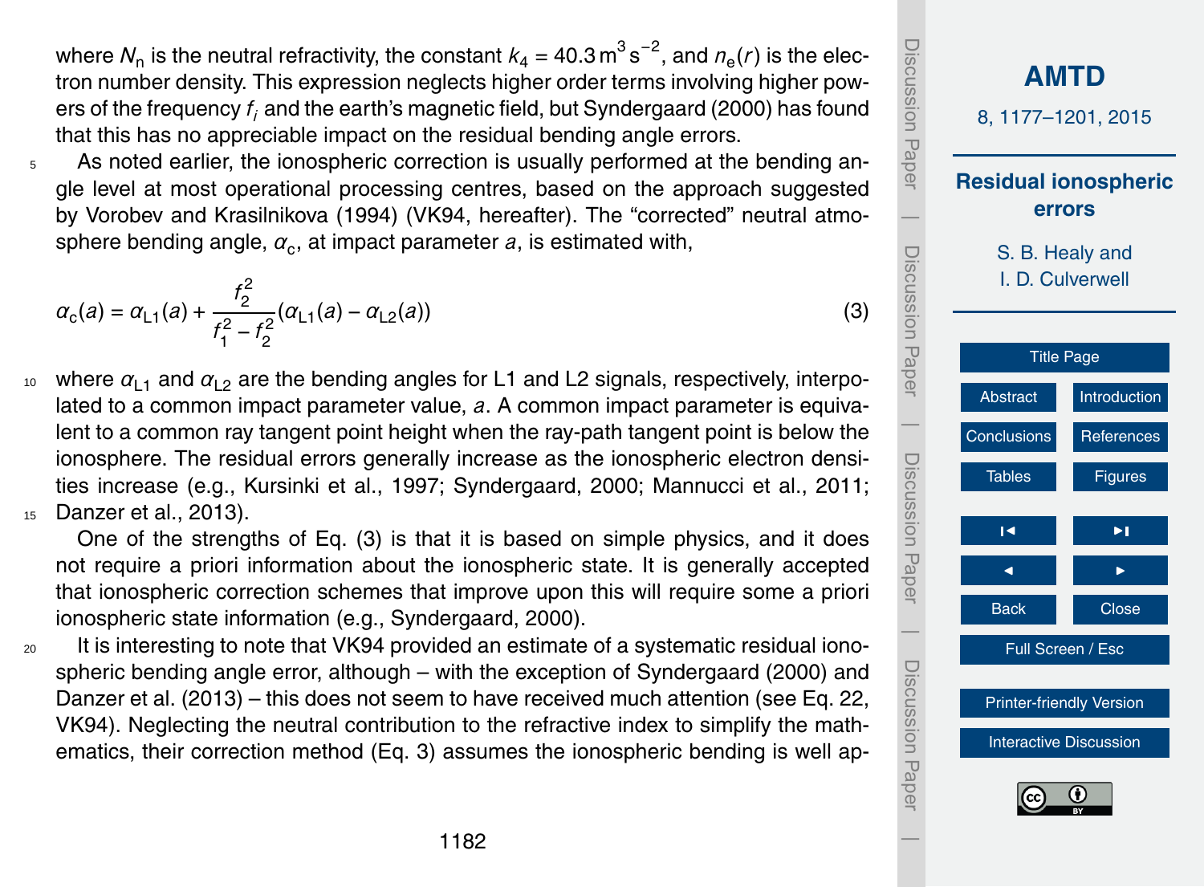where $N_n$ is the neutral refractivity, the constant $k_4 = 40.3\,\text{m}^3\,\text{s}^{-2}$, and $n_e(r)$ is the electron number density. This expression neglects higher order terms involving higher powers of the frequency $f_i$ and the earth's magnetic field, but Syndergaard (2000) has found that this has no appreciable impact on the residual bending angle errors.

As noted earlier, the ionospheric correction is usually performed at the bending angle level at most operational processing centres, based on the approach suggested by Vorobev and Krasilnikova (1994) (VK94, hereafter). The "corrected" neutral atmosphere bending angle, $\alpha_c$, at impact parameter $a$, is estimated with,

$$\alpha_c(a) = \alpha_{L1}(a) + \frac{f_2^2}{f_1^2 - f_2^2}(\alpha_{L1}(a) - \alpha_{L2}(a)) \tag{3}$$

where $\alpha_{L1}$ and $\alpha_{L2}$ are the bending angles for L1 and L2 signals, respectively, interpolated to a common impact parameter value, $a$. A common impact parameter is equivalent to a common ray tangent point height when the ray-path tangent point is below the ionosphere. The residual errors generally increase as the ionospheric electron densities increase (e.g., Kursinki et al., 1997; Syndergaard, 2000; Mannucci et al., 2011; Danzer et al., 2013).

One of the strengths of Eq. (3) is that it is based on simple physics, and it does not require a priori information about the ionospheric state. It is generally accepted that ionospheric correction schemes that improve upon this will require some a priori ionospheric state information (e.g., Syndergaard, 2000).

It is interesting to note that VK94 provided an estimate of a systematic residual ionospheric bending angle error, although – with the exception of Syndergaard (2000) and Danzer et al. (2013) – this does not seem to have received much attention (see Eq. 22, VK94). Neglecting the neutral contribution to the refractive index to simplify the mathematics, their correction method (Eq. 3) assumes the ionospheric bending is well ap-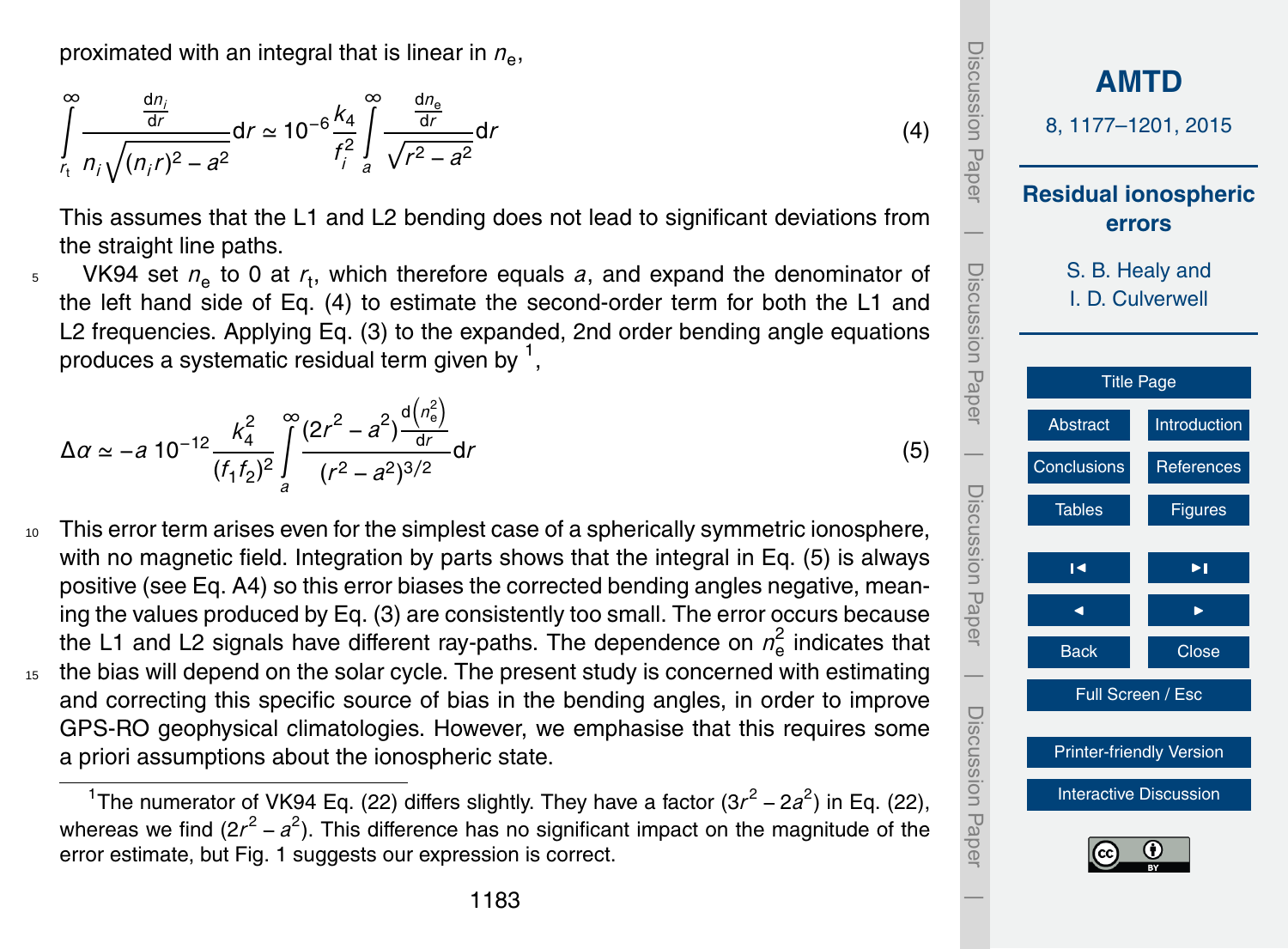proximated with an integral that is linear in $n_e$,

$$\int_{r_t}^{\infty} \frac{\frac{dn_i}{dr}}{n_i\sqrt{(n_i r)^2 - a^2}} dr \simeq 10^{-6}\frac{k_4}{f_i^2}\int_a^{\infty} \frac{\frac{dn_e}{dr}}{\sqrt{r^2 - a^2}} dr \tag{4}$$

This assumes that the L1 and L2 bending does not lead to significant deviations from the straight line paths.

VK94 set $n_e$ to 0 at $r_t$, which therefore equals $a$, and expand the denominator of the left hand side of Eq. (4) to estimate the second-order term for both the L1 and L2 frequencies. Applying Eq. (3) to the expanded, 2nd order bending angle equations produces a systematic residual term given by [1],

$$\Delta\alpha \simeq -a\, 10^{-12}\frac{k_4^2}{(f_1 f_2)^2}\int_a^{\infty} \frac{(2r^2 - a^2)\frac{d\left(n_e^2\right)}{dr}}{(r^2 - a^2)^{3/2}} dr \tag{5}$$

This error term arises even for the simplest case of a spherically symmetric ionosphere, with no magnetic field. Integration by parts shows that the integral in Eq. (5) is always positive (see Eq. A4) so this error biases the corrected bending angles negative, meaning the values produced by Eq. (3) are consistently too small. The error occurs because the L1 and L2 signals have different ray-paths. The dependence on $n_e^2$ indicates that the bias will depend on the solar cycle. The present study is concerned with estimating and correcting this specific source of bias in the bending angles, in order to improve GPS-RO geophysical climatologies. However, we emphasise that this requires some a priori assumptions about the ionospheric state.

---

[1] The numerator of VK94 Eq. (22) differs slightly. They have a factor $(3r^2 - 2a^2)$ in Eq. (22), whereas we find $(2r^2 - a^2)$. This difference has no significant impact on the magnitude of the error estimate, but Fig. 1 suggests our expression is correct.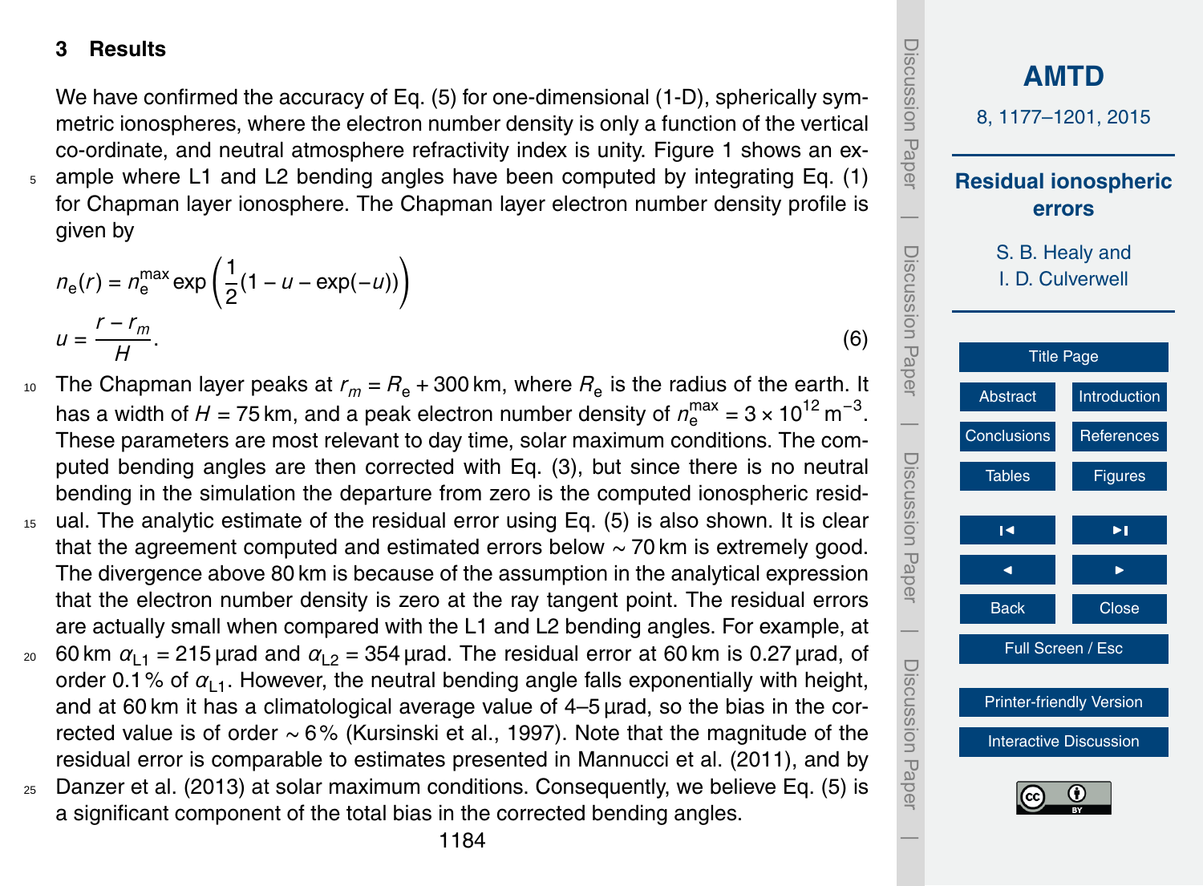## 3 Results

We have confirmed the accuracy of Eq. (5) for one-dimensional (1-D), spherically symmetric ionospheres, where the electron number density is only a function of the vertical co-ordinate, and neutral atmosphere refractivity index is unity. Figure 1 shows an example where L1 and L2 bending angles have been computed by integrating Eq. (1) for Chapman layer ionosphere. The Chapman layer electron number density profile is given by

$$n_e(r) = n_e^{\max} \exp\left(\frac{1}{2}(1 - u - \exp(-u))\right)$$
$$u = \frac{r - r_m}{H}. \tag{6}$$

The Chapman layer peaks at $r_m = R_e + 300\,\text{km}$, where $R_e$ is the radius of the earth. It has a width of $H = 75\,\text{km}$, and a peak electron number density of $n_e^{\max} = 3 \times 10^{12}\,\text{m}^{-3}$. These parameters are most relevant to day time, solar maximum conditions. The computed bending angles are then corrected with Eq. (3), but since there is no neutral bending in the simulation the departure from zero is the computed ionospheric residual. The analytic estimate of the residual error using Eq. (5) is also shown. It is clear that the agreement computed and estimated errors below $\sim 70\,\text{km}$ is extremely good. The divergence above 80 km is because of the assumption in the analytical expression that the electron number density is zero at the ray tangent point. The residual errors are actually small when compared with the L1 and L2 bending angles. For example, at 60 km $\alpha_{\text{L1}} = 215\,\mu\text{rad}$ and $\alpha_{\text{L2}} = 354\,\mu\text{rad}$. The residual error at 60 km is 0.27 µrad, of order 0.1 % of $\alpha_{\text{L1}}$. However, the neutral bending angle falls exponentially with height, and at 60 km it has a climatological average value of 4–5 µrad, so the bias in the corrected value is of order ∼ 6 % (Kursinski et al., 1997). Note that the magnitude of the residual error is comparable to estimates presented in Mannucci et al. (2011), and by Danzer et al. (2013) at solar maximum conditions. Consequently, we believe Eq. (5) is a significant component of the total bias in the corrected bending angles.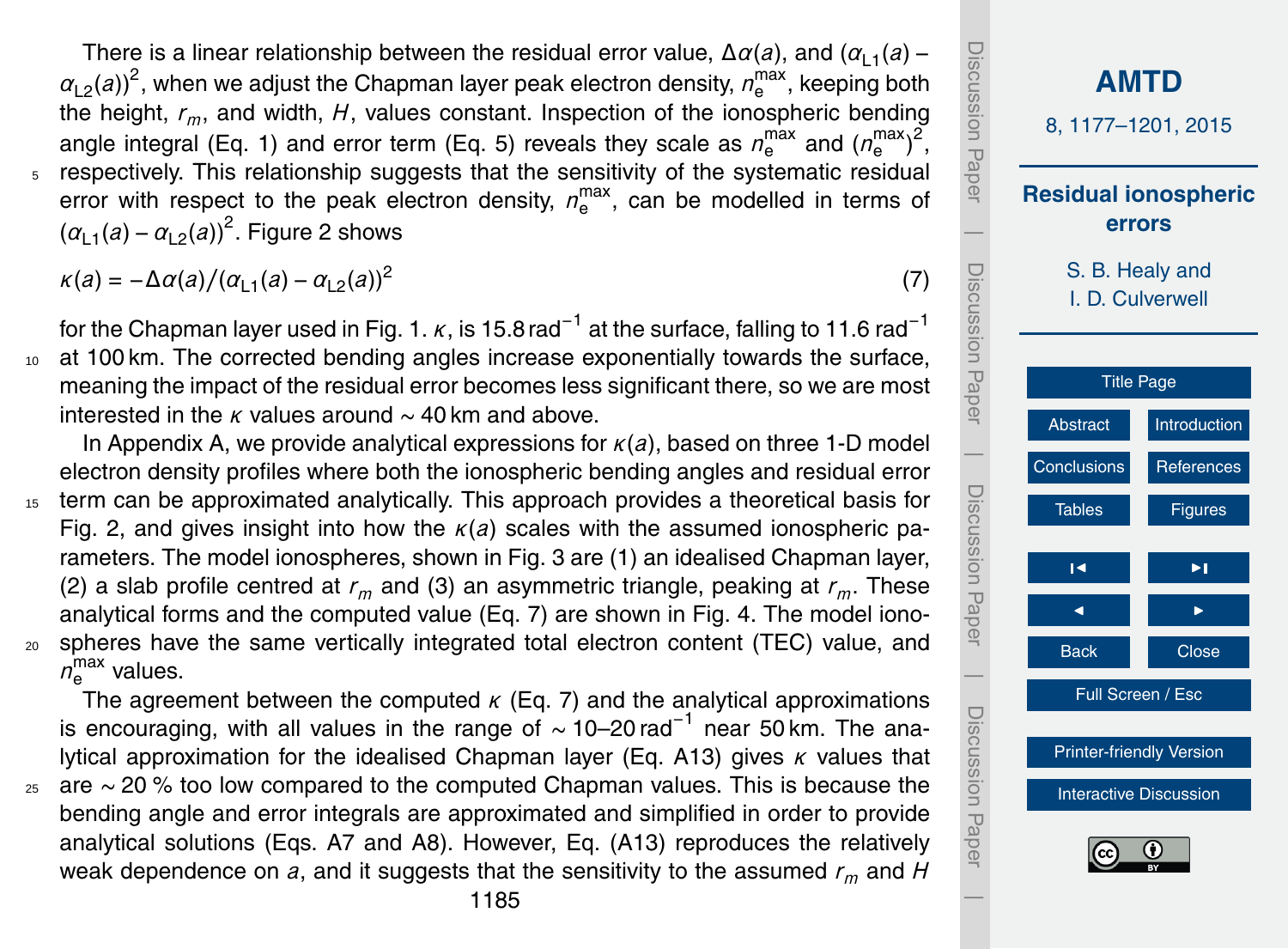There is a linear relationship between the residual error value, $\Delta\alpha(a)$, and $(\alpha_{L1}(a) - \alpha_{L2}(a))^2$, when we adjust the Chapman layer peak electron density, $n_e^{max}$, keeping both the height, $r_m$, and width, $H$, values constant. Inspection of the ionospheric bending angle integral (Eq. 1) and error term (Eq. 5) reveals they scale as $n_e^{max}$ and $(n_e^{max})^2$, respectively. This relationship suggests that the sensitivity of the systematic residual error with respect to the peak electron density, $n_e^{max}$, can be modelled in terms of $(\alpha_{L1}(a) - \alpha_{L2}(a))^2$. Figure 2 shows

$$\kappa(a) = -\Delta\alpha(a)/(\alpha_{L1}(a) - \alpha_{L2}(a))^2 \tag{7}$$

for the Chapman layer used in Fig. 1. $\kappa$, is 15.8 rad$^{-1}$ at the surface, falling to 11.6 rad$^{-1}$ at 100 km. The corrected bending angles increase exponentially towards the surface, meaning the impact of the residual error becomes less significant there, so we are most interested in the $\kappa$ values around ~ 40 km and above.

In Appendix A, we provide analytical expressions for $\kappa(a)$, based on three 1-D model electron density profiles where both the ionospheric bending angles and residual error term can be approximated analytically. This approach provides a theoretical basis for Fig. 2, and gives insight into how the $\kappa(a)$ scales with the assumed ionospheric parameters. The model ionospheres, shown in Fig. 3 are (1) an idealised Chapman layer, (2) a slab profile centred at $r_m$ and (3) an asymmetric triangle, peaking at $r_m$. These analytical forms and the computed value (Eq. 7) are shown in Fig. 4. The model ionospheres have the same vertically integrated total electron content (TEC) value, and $n_e^{max}$ values.

The agreement between the computed $\kappa$ (Eq. 7) and the analytical approximations is encouraging, with all values in the range of ~ 10–20 rad$^{-1}$ near 50 km. The analytical approximation for the idealised Chapman layer (Eq. A13) gives $\kappa$ values that are ~ 20 % too low compared to the computed Chapman values. This is because the bending angle and error integrals are approximated and simplified in order to provide analytical solutions (Eqs. A7 and A8). However, Eq. (A13) reproduces the relatively weak dependence on $a$, and it suggests that the sensitivity to the assumed $r_m$ and $H$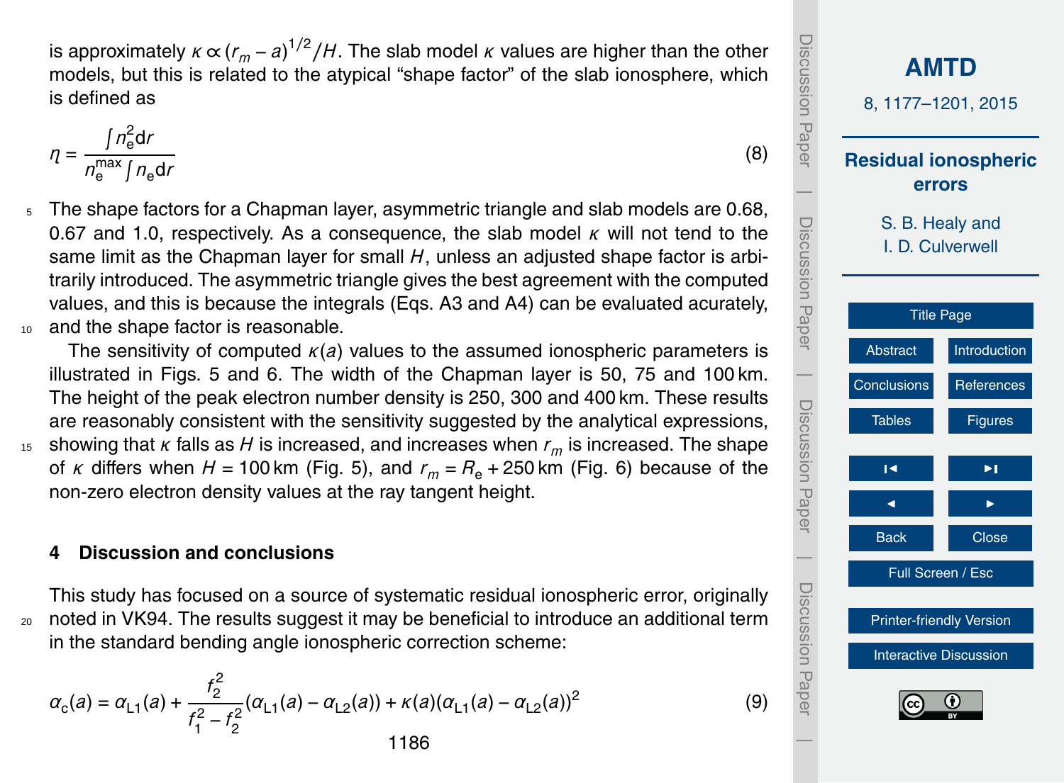is approximately $\kappa \propto (r_m - a)^{1/2}/H$. The slab model $\kappa$ values are higher than the other models, but this is related to the atypical "shape factor" of the slab ionosphere, which is defined as

$$\eta = \frac{\int n_e^2 \mathrm{d}r}{n_e^{\max} \int n_e \mathrm{d}r} \tag{8}$$

The shape factors for a Chapman layer, asymmetric triangle and slab models are 0.68, 0.67 and 1.0, respectively. As a consequence, the slab model $\kappa$ will not tend to the same limit as the Chapman layer for small $H$, unless an adjusted shape factor is arbitrarily introduced. The asymmetric triangle gives the best agreement with the computed values, and this is because the integrals (Eqs. A3 and A4) can be evaluated acurately, and the shape factor is reasonable.

The sensitivity of computed $\kappa(a)$ values to the assumed ionospheric parameters is illustrated in Figs. 5 and 6. The width of the Chapman layer is 50, 75 and 100 km. The height of the peak electron number density is 250, 300 and 400 km. These results are reasonably consistent with the sensitivity suggested by the analytical expressions, showing that $\kappa$ falls as $H$ is increased, and increases when $r_m$ is increased. The shape of $\kappa$ differs when $H = 100$ km (Fig. 5), and $r_m = R_e + 250$ km (Fig. 6) because of the non-zero electron density values at the ray tangent height.

## 4 Discussion and conclusions

This study has focused on a source of systematic residual ionospheric error, originally noted in VK94. The results suggest it may be beneficial to introduce an additional term in the standard bending angle ionospheric correction scheme:

$$\alpha_c(a) = \alpha_{L1}(a) + \frac{f_2^2}{f_1^2 - f_2^2}(\alpha_{L1}(a) - \alpha_{L2}(a)) + \kappa(a)(\alpha_{L1}(a) - \alpha_{L2}(a))^2 \tag{9}$$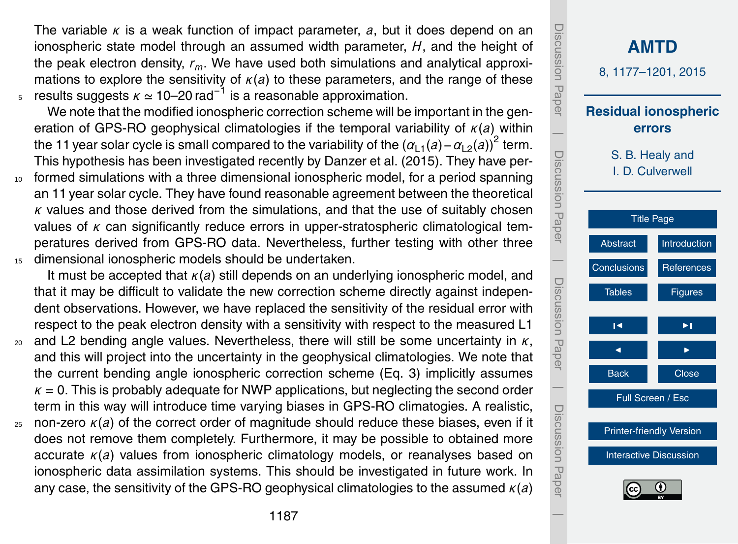The variable $\kappa$ is a weak function of impact parameter, $a$, but it does depend on an ionospheric state model through an assumed width parameter, $H$, and the height of the peak electron density, $r_m$. We have used both simulations and analytical approximations to explore the sensitivity of $\kappa(a)$ to these parameters, and the range of these results suggests $\kappa \simeq 10$–$20\,\text{rad}^{-1}$ is a reasonable approximation.

We note that the modified ionospheric correction scheme will be important in the generation of GPS-RO geophysical climatologies if the temporal variability of $\kappa(a)$ within the 11 year solar cycle is small compared to the variability of the $(\alpha_{L1}(a) - \alpha_{L2}(a))^2$ term. This hypothesis has been investigated recently by Danzer et al. (2015). They have performed simulations with a three dimensional ionospheric model, for a period spanning an 11 year solar cycle. They have found reasonable agreement between the theoretical $\kappa$ values and those derived from the simulations, and that the use of suitably chosen values of $\kappa$ can significantly reduce errors in upper-stratospheric climatological temperatures derived from GPS-RO data. Nevertheless, further testing with other three dimensional ionospheric models should be undertaken.

It must be accepted that $\kappa(a)$ still depends on an underlying ionospheric model, and that it may be difficult to validate the new correction scheme directly against independent observations. However, we have replaced the sensitivity of the residual error with respect to the peak electron density with a sensitivity with respect to the measured L1 and L2 bending angle values. Nevertheless, there will still be some uncertainty in $\kappa$, and this will project into the uncertainty in the geophysical climatologies. We note that the current bending angle ionospheric correction scheme (Eq. 3) implicitly assumes $\kappa = 0$. This is probably adequate for NWP applications, but neglecting the second order term in this way will introduce time varying biases in GPS-RO climatogies. A realistic, non-zero $\kappa(a)$ of the correct order of magnitude should reduce these biases, even if it does not remove them completely. Furthermore, it may be possible to obtained more accurate $\kappa(a)$ values from ionospheric climatology models, or reanalyses based on ionospheric data assimilation systems. This should be investigated in future work. In any case, the sensitivity of the GPS-RO geophysical climatologies to the assumed $\kappa(a)$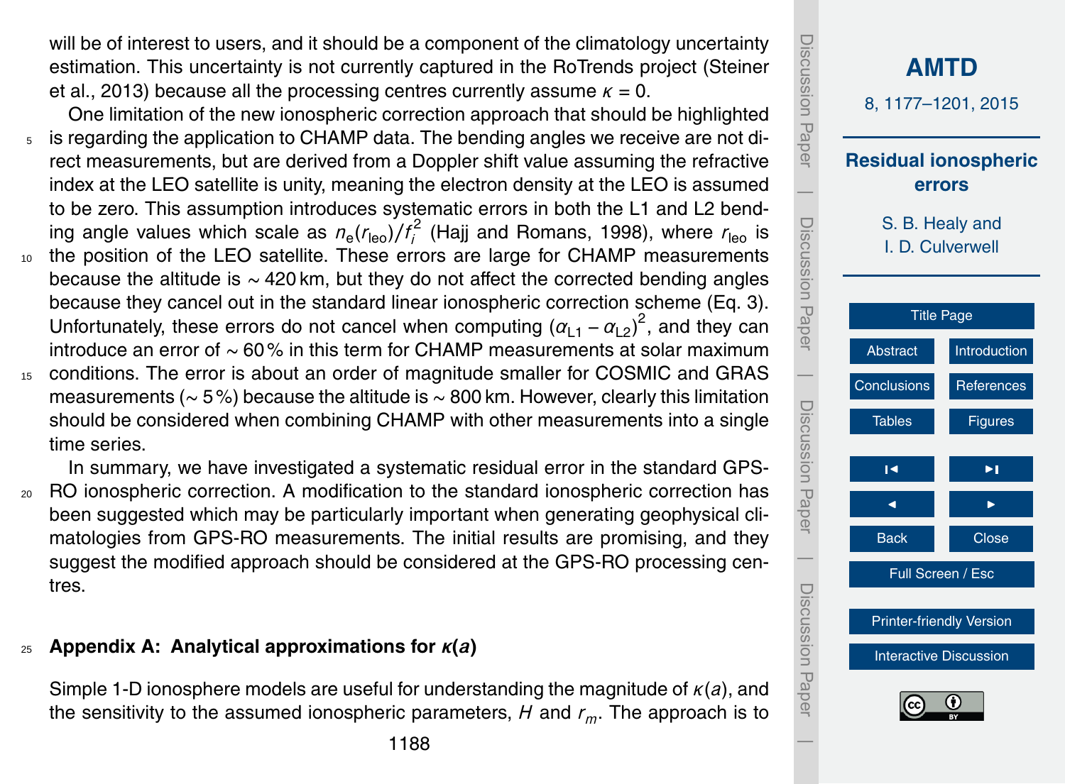will be of interest to users, and it should be a component of the climatology uncertainty estimation. This uncertainty is not currently captured in the RoTrends project (Steiner et al., 2013) because all the processing centres currently assume $\kappa = 0$.

One limitation of the new ionospheric correction approach that should be highlighted is regarding the application to CHAMP data. The bending angles we receive are not direct measurements, but are derived from a Doppler shift value assuming the refractive index at the LEO satellite is unity, meaning the electron density at the LEO is assumed to be zero. This assumption introduces systematic errors in both the L1 and L2 bending angle values which scale as $n_e(r_{leo})/f_i^2$ (Hajj and Romans, 1998), where $r_{leo}$ is the position of the LEO satellite. These errors are large for CHAMP measurements because the altitude is $\sim 420$ km, but they do not affect the corrected bending angles because they cancel out in the standard linear ionospheric correction scheme (Eq. 3). Unfortunately, these errors do not cancel when computing $(\alpha_{L1} - \alpha_{L2})^2$, and they can introduce an error of $\sim 60$ % in this term for CHAMP measurements at solar maximum conditions. The error is about an order of magnitude smaller for COSMIC and GRAS measurements ($\sim 5$ %) because the altitude is $\sim 800$ km. However, clearly this limitation should be considered when combining CHAMP with other measurements into a single time series.

In summary, we have investigated a systematic residual error in the standard GPS-RO ionospheric correction. A modification to the standard ionospheric correction has been suggested which may be particularly important when generating geophysical climatologies from GPS-RO measurements. The initial results are promising, and they suggest the modified approach should be considered at the GPS-RO processing centres.

## Appendix A: Analytical approximations for $\kappa(a)$

Simple 1-D ionosphere models are useful for understanding the magnitude of $\kappa(a)$, and the sensitivity to the assumed ionospheric parameters, $H$ and $r_m$. The approach is to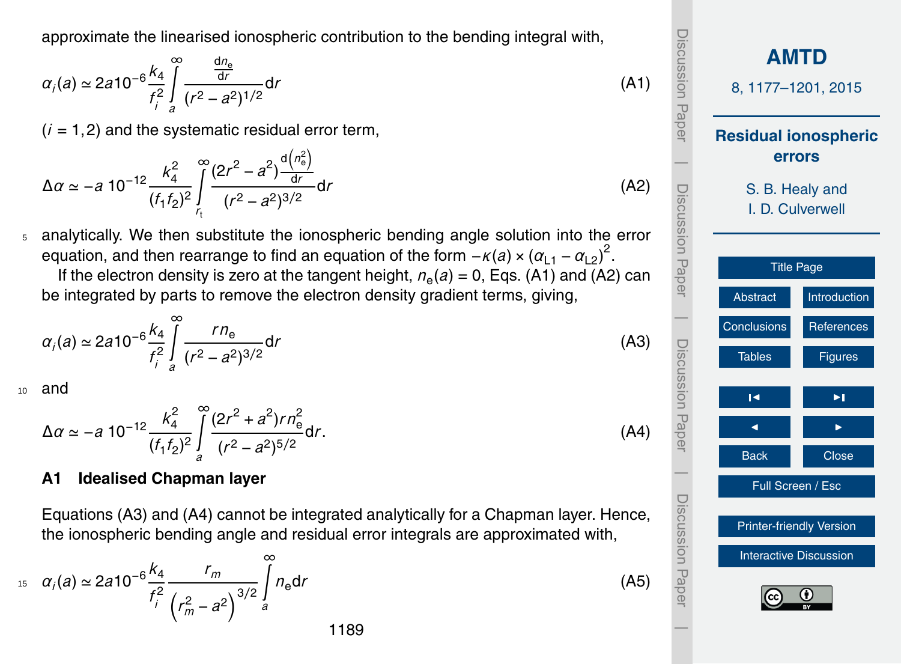approximate the linearised ionospheric contribution to the bending integral with,

$$\alpha_i(a) \simeq 2a10^{-6}\frac{k_4}{f_i^2}\int\limits_a^\infty \frac{\frac{\mathrm{d}n_e}{\mathrm{d}r}}{(r^2-a^2)^{1/2}}\mathrm{d}r \tag{A1}$$

($i = 1,2$) and the systematic residual error term,

$$\Delta\alpha \simeq -a\,10^{-12}\frac{k_4^2}{(f_1 f_2)^2}\int\limits_{r_t}^\infty \frac{(2r^2-a^2)\frac{\mathrm{d}\left(n_e^2\right)}{\mathrm{d}r}}{(r^2-a^2)^{3/2}}\mathrm{d}r \tag{A2}$$

analytically. We then substitute the ionospheric bending angle solution into the error equation, and then rearrange to find an equation of the form $-\kappa(a) \times (\alpha_{L1} - \alpha_{L2})^2$.

If the electron density is zero at the tangent height, $n_e(a) = 0$, Eqs. (A1) and (A2) can be integrated by parts to remove the electron density gradient terms, giving,

$$\alpha_i(a) \simeq 2a10^{-6}\frac{k_4}{f_i^2}\int\limits_a^\infty \frac{r n_e}{(r^2-a^2)^{3/2}}\mathrm{d}r \tag{A3}$$

and

$$\Delta\alpha \simeq -a\,10^{-12}\frac{k_4^2}{(f_1 f_2)^2}\int\limits_a^\infty \frac{(2r^2+a^2)r n_e^2}{(r^2-a^2)^{5/2}}\mathrm{d}r. \tag{A4}$$

## A1 Idealised Chapman layer

Equations (A3) and (A4) cannot be integrated analytically for a Chapman layer. Hence, the ionospheric bending angle and residual error integrals are approximated with,

$$\alpha_i(a) \simeq 2a10^{-6}\frac{k_4}{f_i^2}\frac{r_m}{\left(r_m^2-a^2\right)^{3/2}}\int\limits_a^\infty n_e \mathrm{d}r \tag{A5}$$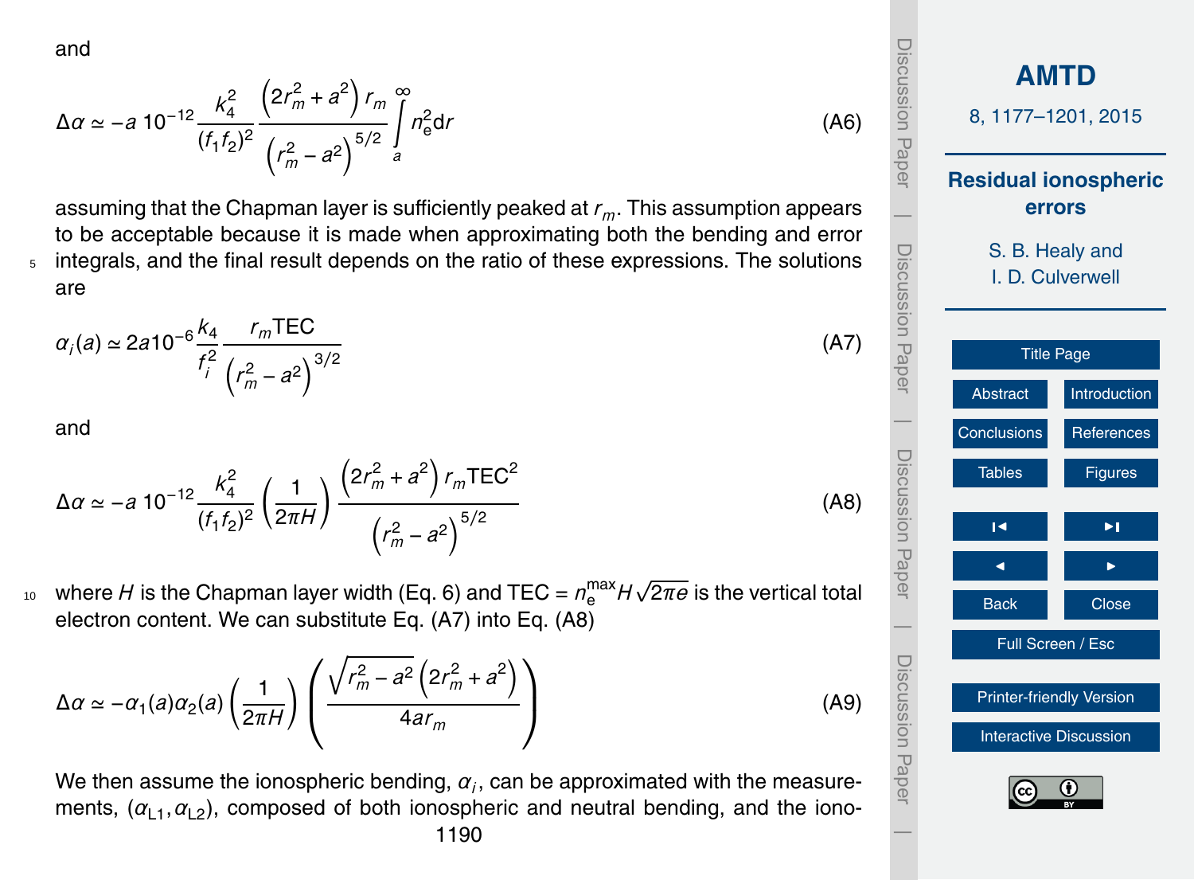and

$$\Delta\alpha \simeq -a\,10^{-12}\frac{k_4^2}{(f_1 f_2)^2}\frac{\left(2r_m^2+a^2\right)r_m}{\left(r_m^2-a^2\right)^{5/2}}\int_a^\infty n_e^2 \mathrm{d}r \tag{A6}$$

assuming that the Chapman layer is sufficiently peaked at $r_m$. This assumption appears to be acceptable because it is made when approximating both the bending and error integrals, and the final result depends on the ratio of these expressions. The solutions are

$$\alpha_i(a) \simeq 2a10^{-6}\frac{k_4}{f_i^2}\frac{r_m \mathrm{TEC}}{\left(r_m^2-a^2\right)^{3/2}} \tag{A7}$$

and

$$\Delta\alpha \simeq -a\,10^{-12}\frac{k_4^2}{(f_1 f_2)^2}\left(\frac{1}{2\pi H}\right)\frac{\left(2r_m^2+a^2\right)r_m \mathrm{TEC}^2}{\left(r_m^2-a^2\right)^{5/2}} \tag{A8}$$

where $H$ is the Chapman layer width (Eq. 6) and $\mathrm{TEC} = n_e^{\max} H\sqrt{2\pi e}$ is the vertical total electron content. We can substitute Eq. (A7) into Eq. (A8)

$$\Delta\alpha \simeq -\alpha_1(a)\alpha_2(a)\left(\frac{1}{2\pi H}\right)\left(\frac{\sqrt{r_m^2-a^2}\left(2r_m^2+a^2\right)}{4ar_m}\right) \tag{A9}$$

We then assume the ionospheric bending, $\alpha_i$, can be approximated with the measurements, $(\alpha_{L1}, \alpha_{L2})$, composed of both ionospheric and neutral bending, and the iono-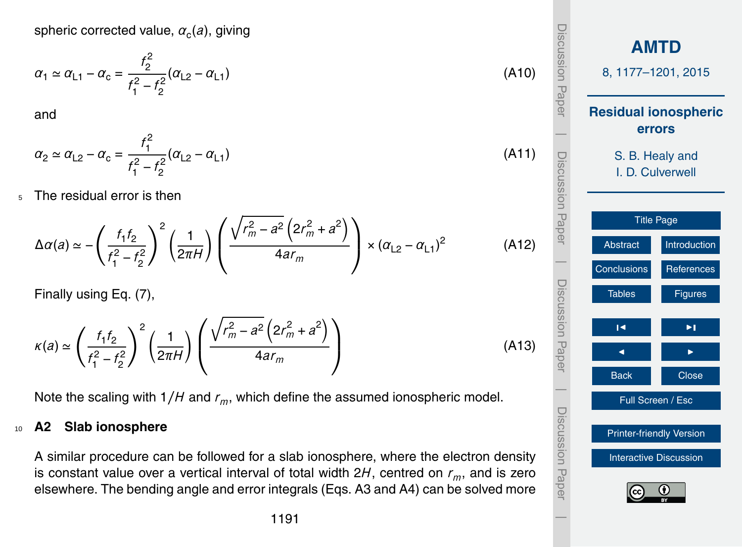spheric corrected value, $\alpha_c(a)$, giving

$$\alpha_1 \simeq \alpha_{L1} - \alpha_c = \frac{f_2^2}{f_1^2 - f_2^2}(\alpha_{L2} - \alpha_{L1}) \tag{A10}$$

and

$$\alpha_2 \simeq \alpha_{L2} - \alpha_c = \frac{f_1^2}{f_1^2 - f_2^2}(\alpha_{L2} - \alpha_{L1}) \tag{A11}$$

The residual error is then

$$\Delta\alpha(a) \simeq -\left(\frac{f_1 f_2}{f_1^2 - f_2^2}\right)^2 \left(\frac{1}{2\pi H}\right) \left(\frac{\sqrt{r_m^2 - a^2}\left(2r_m^2 + a^2\right)}{4ar_m}\right) \times (\alpha_{L2} - \alpha_{L1})^2 \tag{A12}$$

Finally using Eq. (7),

$$\kappa(a) \simeq \left(\frac{f_1 f_2}{f_1^2 - f_2^2}\right)^2 \left(\frac{1}{2\pi H}\right) \left(\frac{\sqrt{r_m^2 - a^2}\left(2r_m^2 + a^2\right)}{4ar_m}\right) \tag{A13}$$

Note the scaling with $1/H$ and $r_m$, which define the assumed ionospheric model.

## A2 Slab ionosphere

A similar procedure can be followed for a slab ionosphere, where the electron density is constant value over a vertical interval of total width $2H$, centred on $r_m$, and is zero elsewhere. The bending angle and error integrals (Eqs. A3 and A4) can be solved more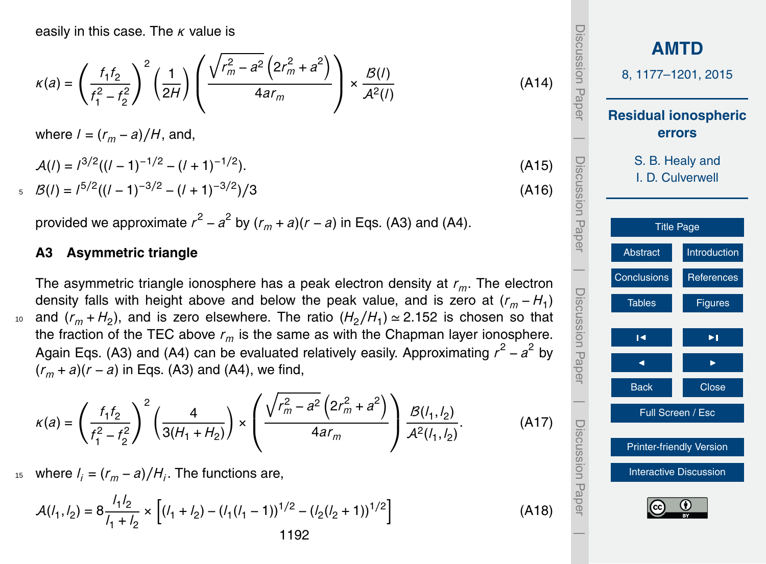easily in this case. The $\kappa$ value is

$$\kappa(a) = \left(\frac{f_1 f_2}{f_1^2 - f_2^2}\right)^2 \left(\frac{1}{2H}\right) \left(\frac{\sqrt{r_m^2 - a^2}\left(2r_m^2 + a^2\right)}{4ar_m}\right) \times \frac{\mathcal{B}(l)}{\mathcal{A}^2(l)} \tag{A14}$$

where $l = (r_m - a)/H$, and,

$$\mathcal{A}(l) = l^{3/2}((l-1)^{-1/2} - (l+1)^{-1/2}). \tag{A15}$$

$$\mathcal{B}(l) = l^{5/2}((l-1)^{-3/2} - (l+1)^{-3/2})/3 \tag{A16}$$

provided we approximate $r^2 - a^2$ by $(r_m + a)(r - a)$ in Eqs. (A3) and (A4).

### A3 Asymmetric triangle

The asymmetric triangle ionosphere has a peak electron density at $r_m$. The electron density falls with height above and below the peak value, and is zero at $(r_m - H_1)$ and $(r_m + H_2)$, and is zero elsewhere. The ratio $(H_2/H_1) \simeq 2.152$ is chosen so that the fraction of the TEC above $r_m$ is the same as with the Chapman layer ionosphere. Again Eqs. (A3) and (A4) can be evaluated relatively easily. Approximating $r^2 - a^2$ by $(r_m + a)(r - a)$ in Eqs. (A3) and (A4), we find,

$$\kappa(a) = \left(\frac{f_1 f_2}{f_1^2 - f_2^2}\right)^2 \left(\frac{4}{3(H_1 + H_2)}\right) \times \left(\frac{\sqrt{r_m^2 - a^2}\left(2r_m^2 + a^2\right)}{4ar_m}\right) \frac{\mathcal{B}(l_1, l_2)}{\mathcal{A}^2(l_1, l_2)}. \tag{A17}$$

where $l_i = (r_m - a)/H_i$. The functions are,

$$\mathcal{A}(l_1, l_2) = 8\frac{l_1 l_2}{l_1 + l_2} \times \left[(l_1 + l_2) - (l_1(l_1 - 1))^{1/2} - (l_2(l_2 + 1))^{1/2}\right] \tag{A18}$$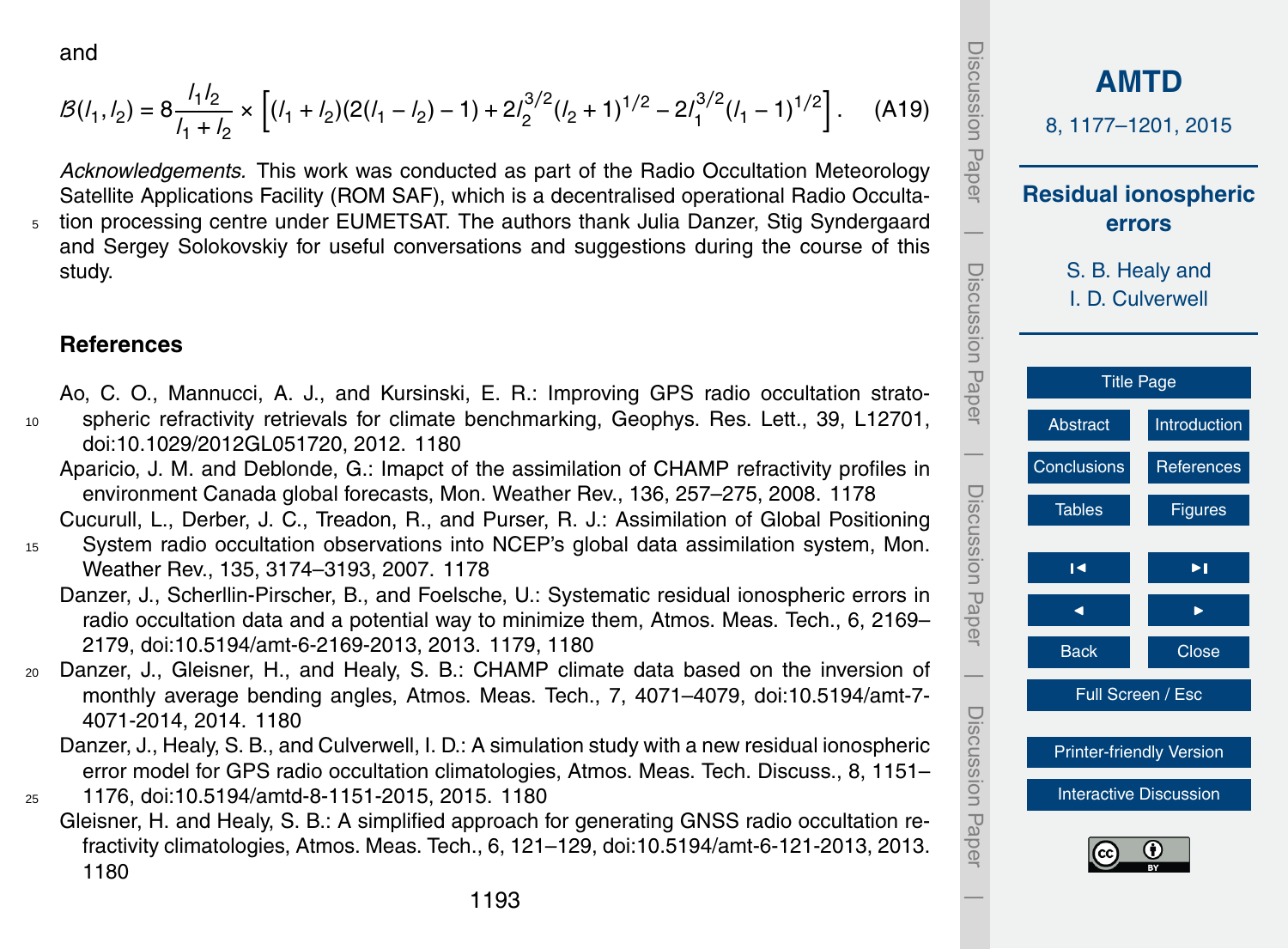and

$$\mathcal{B}(l_1,l_2) = 8\frac{l_1 l_2}{l_1 + l_2} \times \left[(l_1 + l_2)(2(l_1 - l_2) - 1) + 2l_2^{3/2}(l_2 + 1)^{1/2} - 2l_1^{3/2}(l_1 - 1)^{1/2}\right]. \quad \text{(A19)}$$

*Acknowledgements.* This work was conducted as part of the Radio Occultation Meteorology Satellite Applications Facility (ROM SAF), which is a decentralised operational Radio Occultation processing centre under EUMETSAT. The authors thank Julia Danzer, Stig Syndergaard and Sergey Solokovskiy for useful conversations and suggestions during the course of this study.

## References

Ao, C. O., Mannucci, A. J., and Kursinski, E. R.: Improving GPS radio occultation stratospheric refractivity retrievals for climate benchmarking, Geophys. Res. Lett., 39, L12701, doi:10.1029/2012GL051720, 2012. 1180

Aparicio, J. M. and Deblonde, G.: Imapct of the assimilation of CHAMP refractivity profiles in environment Canada global forecasts, Mon. Weather Rev., 136, 257–275, 2008. 1178

Cucurull, L., Derber, J. C., Treadon, R., and Purser, R. J.: Assimilation of Global Positioning System radio occultation observations into NCEP's global data assimilation system, Mon. Weather Rev., 135, 3174–3193, 2007. 1178

Danzer, J., Scherllin-Pirscher, B., and Foelsche, U.: Systematic residual ionospheric errors in radio occultation data and a potential way to minimize them, Atmos. Meas. Tech., 6, 2169–2179, doi:10.5194/amt-6-2169-2013, 2013. 1179, 1180

Danzer, J., Gleisner, H., and Healy, S. B.: CHAMP climate data based on the inversion of monthly average bending angles, Atmos. Meas. Tech., 7, 4071–4079, doi:10.5194/amt-7-4071-2014, 2014. 1180

Danzer, J., Healy, S. B., and Culverwell, I. D.: A simulation study with a new residual ionospheric error model for GPS radio occultation climatologies, Atmos. Meas. Tech. Discuss., 8, 1151–1176, doi:10.5194/amtd-8-1151-2015, 2015. 1180

Gleisner, H. and Healy, S. B.: A simplified approach for generating GNSS radio occultation refractivity climatologies, Atmos. Meas. Tech., 6, 121–129, doi:10.5194/amt-6-121-2013, 2013. 1180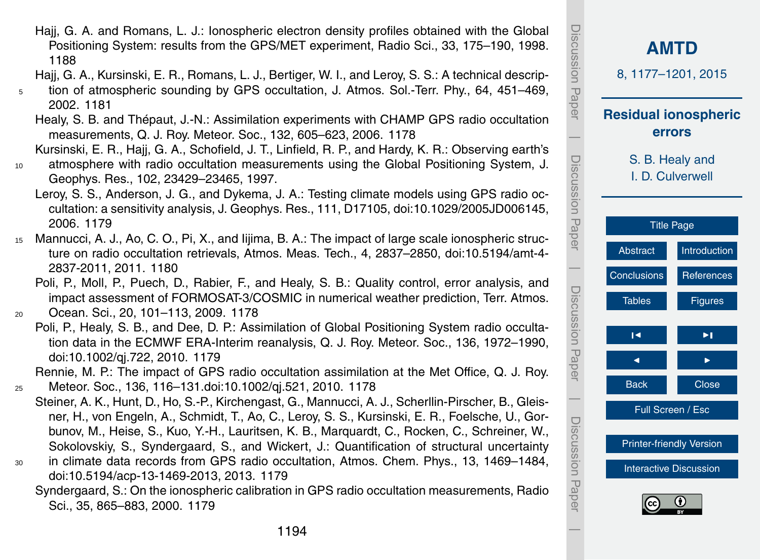Hajj, G. A. and Romans, L. J.: Ionospheric electron density profiles obtained with the Global Positioning System: results from the GPS/MET experiment, Radio Sci., 33, 175–190, 1998. 1188

Hajj, G. A., Kursinski, E. R., Romans, L. J., Bertiger, W. I., and Leroy, S. S.: A technical description of atmospheric sounding by GPS occultation, J. Atmos. Sol.-Terr. Phy., 64, 451–469, 2002. 1181

Healy, S. B. and Thépaut, J.-N.: Assimilation experiments with CHAMP GPS radio occultation measurements, Q. J. Roy. Meteor. Soc., 132, 605–623, 2006. 1178

Kursinski, E. R., Hajj, G. A., Schofield, J. T., Linfield, R. P., and Hardy, K. R.: Observing earth's atmosphere with radio occultation measurements using the Global Positioning System, J. Geophys. Res., 102, 23429–23465, 1997.

Leroy, S. S., Anderson, J. G., and Dykema, J. A.: Testing climate models using GPS radio occultation: a sensitivity analysis, J. Geophys. Res., 111, D17105, doi:10.1029/2005JD006145, 2006. 1179

Mannucci, A. J., Ao, C. O., Pi, X., and Iijima, B. A.: The impact of large scale ionospheric structure on radio occultation retrievals, Atmos. Meas. Tech., 4, 2837–2850, doi:10.5194/amt-4-2837-2011, 2011. 1180

Poli, P., Moll, P., Puech, D., Rabier, F., and Healy, S. B.: Quality control, error analysis, and impact assessment of FORMOSAT-3/COSMIC in numerical weather prediction, Terr. Atmos. Ocean. Sci., 20, 101–113, 2009. 1178

Poli, P., Healy, S. B., and Dee, D. P.: Assimilation of Global Positioning System radio occultation data in the ECMWF ERA-Interim reanalysis, Q. J. Roy. Meteor. Soc., 136, 1972–1990, doi:10.1002/qj.722, 2010. 1179

Rennie, M. P.: The impact of GPS radio occultation assimilation at the Met Office, Q. J. Roy. Meteor. Soc., 136, 116–131.doi:10.1002/qj.521, 2010. 1178

Steiner, A. K., Hunt, D., Ho, S.-P., Kirchengast, G., Mannucci, A. J., Scherllin-Pirscher, B., Gleisner, H., von Engeln, A., Schmidt, T., Ao, C., Leroy, S. S., Kursinski, E. R., Foelsche, U., Gorbunov, M., Heise, S., Kuo, Y.-H., Lauritsen, K. B., Marquardt, C., Rocken, C., Schreiner, W., Sokolovskiy, S., Syndergaard, S., and Wickert, J.: Quantification of structural uncertainty in climate data records from GPS radio occultation, Atmos. Chem. Phys., 13, 1469–1484, doi:10.5194/acp-13-1469-2013, 2013. 1179

Syndergaard, S.: On the ionospheric calibration in GPS radio occultation measurements, Radio Sci., 35, 865–883, 2000. 1179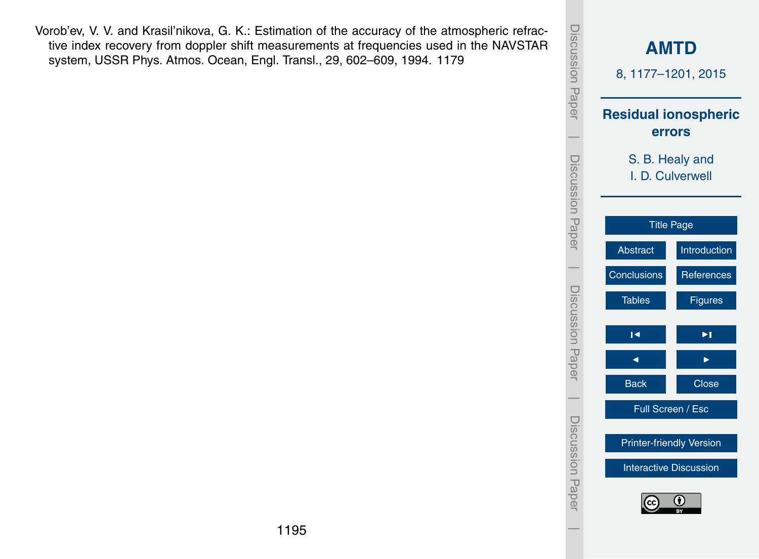Vorob'ev, V. V. and Krasil'nikova, G. K.: Estimation of the accuracy of the atmospheric refractive index recovery from doppler shift measurements at frequencies used in the NAVSTAR system, USSR Phys. Atmos. Ocean, Engl. Transl., 29, 602–609, 1994. 1179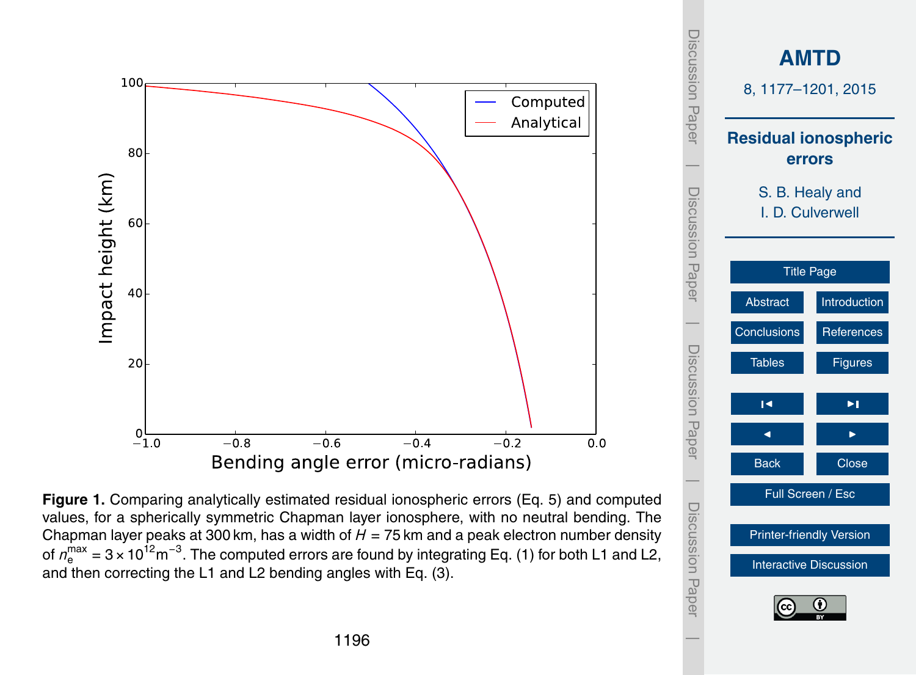**Figure 1.** Comparing analytically estimated residual ionospheric errors (Eq. 5) and computed values, for a spherically symmetric Chapman layer ionosphere, with no neutral bending. The Chapman layer peaks at 300 km, has a width of $H = 75$ km and a peak electron number density of $n_e^{max} = 3 \times 10^{12}\,\mathrm{m}^{-3}$. The computed errors are found by integrating Eq. (1) for both L1 and L2, and then correcting the L1 and L2 bending angles with Eq. (3).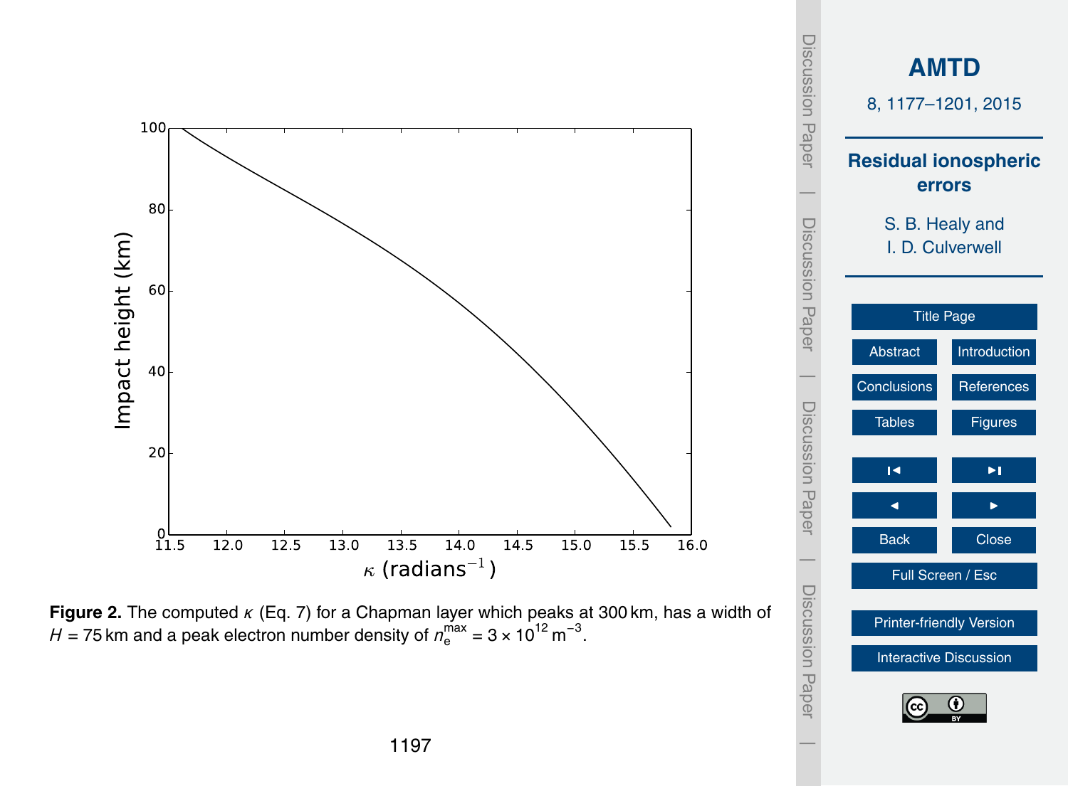**Figure 2.** The computed $\kappa$ (Eq. 7) for a Chapman layer which peaks at 300 km, has a width of $H = 75$ km and a peak electron number density of $n_e^{max} = 3 \times 10^{12}$ m$^{-3}$.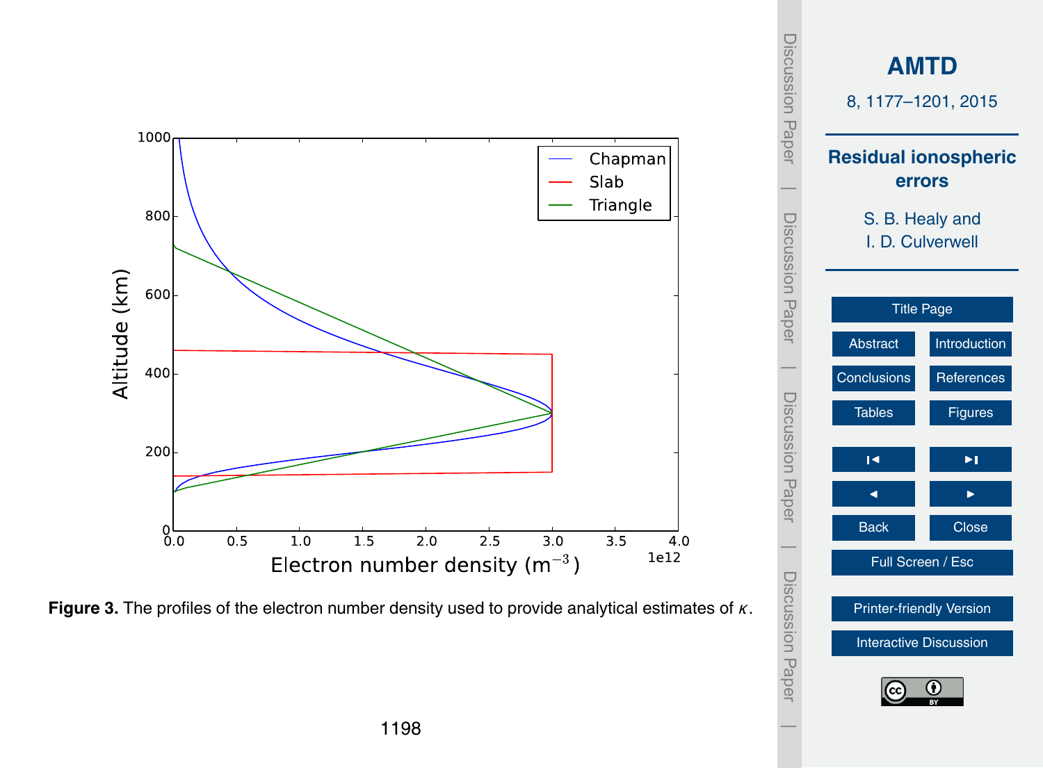**Figure 3.** The profiles of the electron number density used to provide analytical estimates of $\kappa$.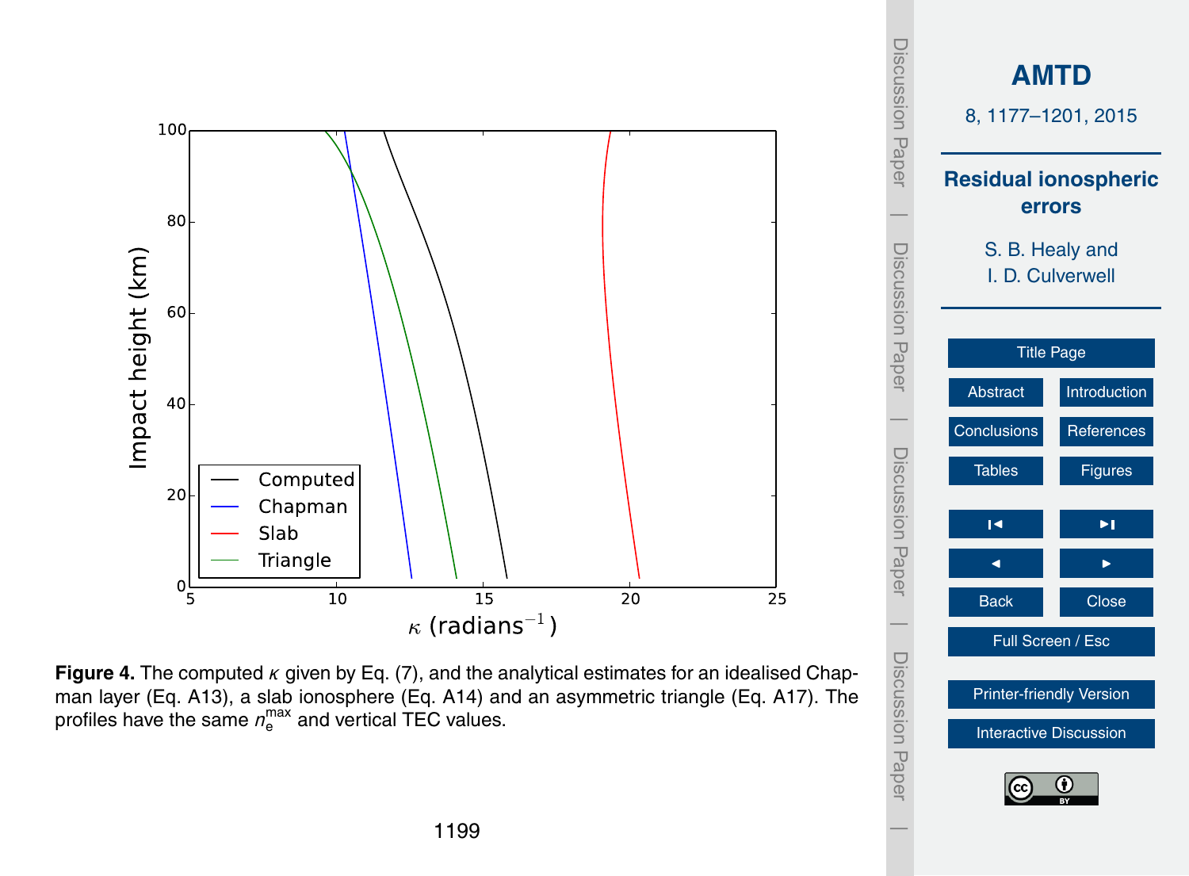**Figure 4.** The computed $\kappa$ given by Eq. (7), and the analytical estimates for an idealised Chapman layer (Eq. A13), a slab ionosphere (Eq. A14) and an asymmetric triangle (Eq. A17). The profiles have the same $n_e^{max}$ and vertical TEC values.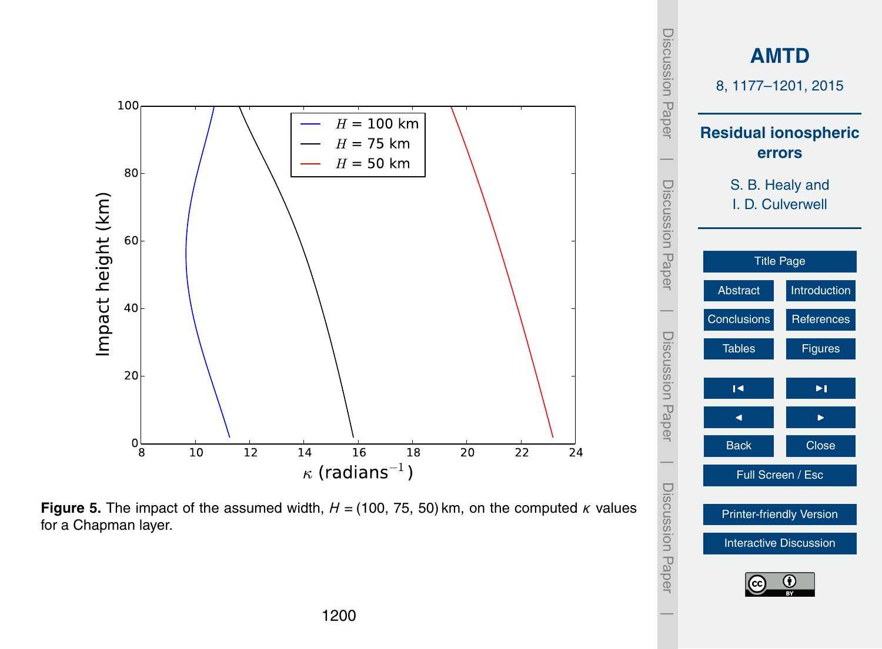**Figure 5.** The impact of the assumed width, $H = (100, 75, 50)$ km, on the computed $\kappa$ values for a Chapman layer.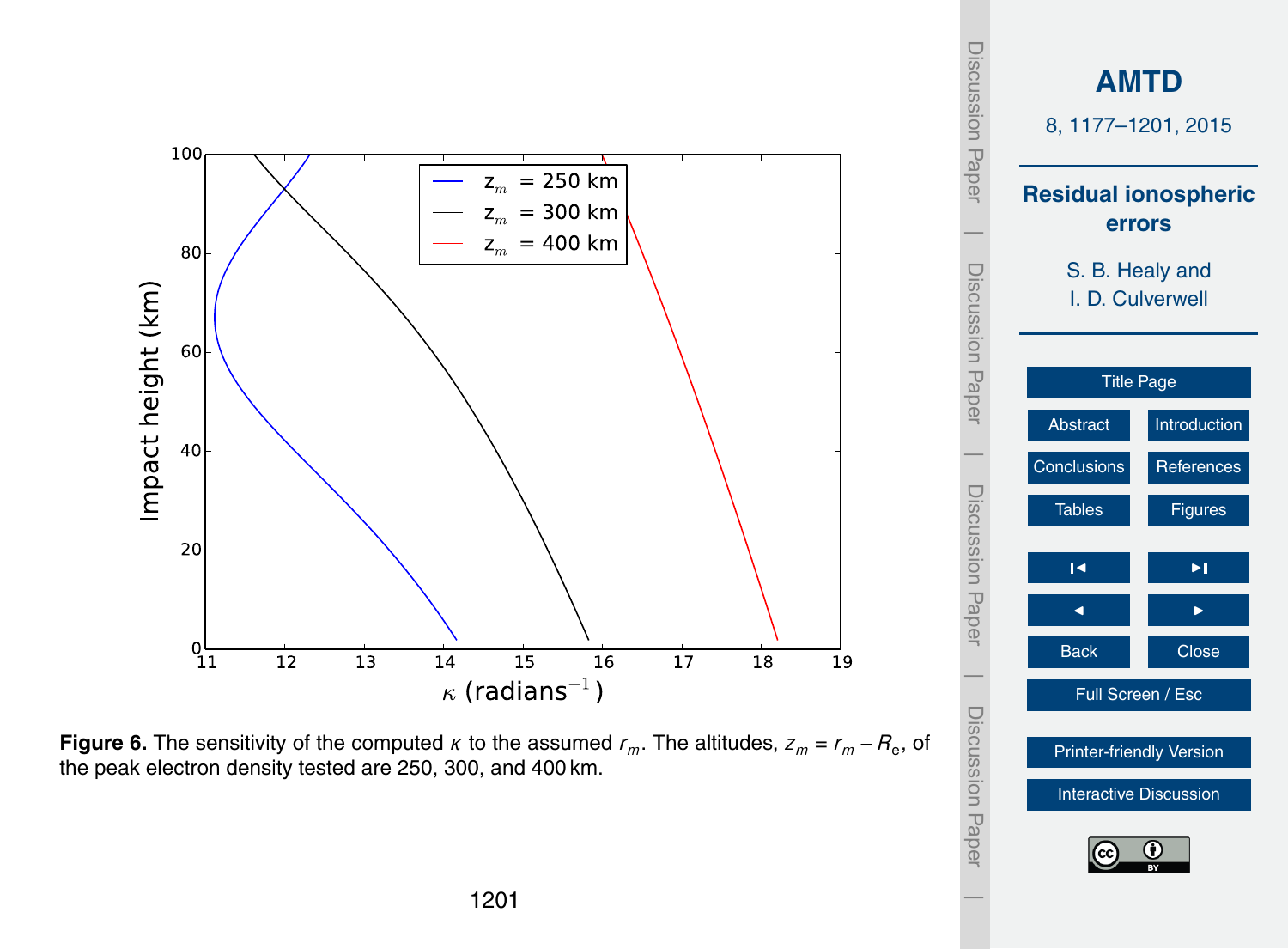100
80
60
40
20
0
11 12 13 14 15 16 17 18 19

Impact height (km)

$\kappa$ (radians$^{-1}$)

$z_m$ = 250 km
$z_m$ = 300 km
$z_m$ = 400 km

**Figure 6.** The sensitivity of the computed $\kappa$ to the assumed $r_m$. The altitudes, $z_m = r_m - R_e$, of the peak electron density tested are 250, 300, and 400 km.